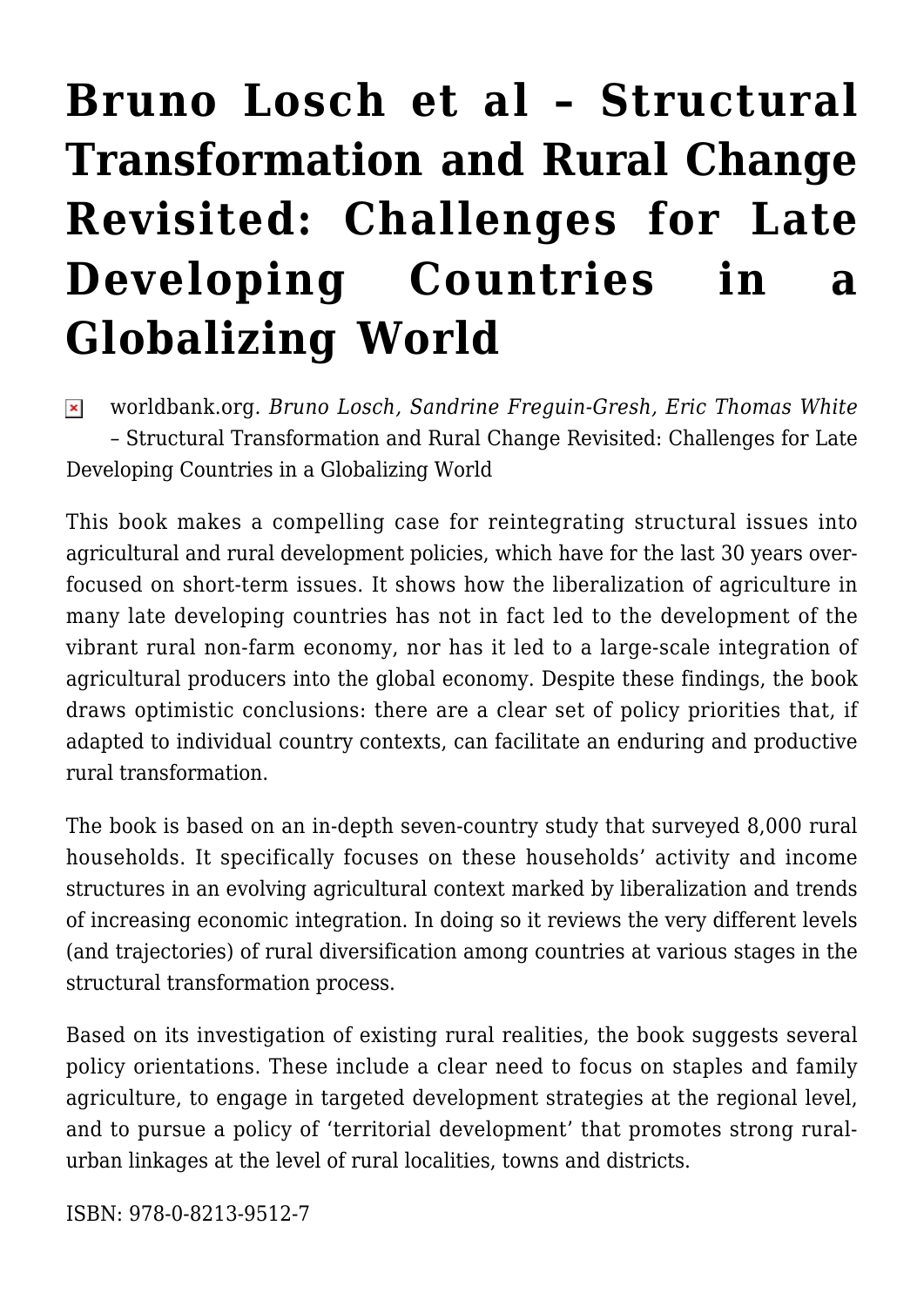# Bruno Losch et al – Structural Transformation and Rural Change Revisited: Challenges for Late Developing Countries in a Globalizing World

worldbank.org. *Bruno Losch, Sandrine Freguin-Gresh, Eric Thomas White* – Structural Transformation and Rural Change Revisited: Challenges for Late Developing Countries in a Globalizing World

This book makes a compelling case for reintegrating structural issues into agricultural and rural development policies, which have for the last 30 years over-focused on short-term issues. It shows how the liberalization of agriculture in many late developing countries has not in fact led to the development of the vibrant rural non-farm economy, nor has it led to a large-scale integration of agricultural producers into the global economy. Despite these findings, the book draws optimistic conclusions: there are a clear set of policy priorities that, if adapted to individual country contexts, can facilitate an enduring and productive rural transformation.

The book is based on an in-depth seven-country study that surveyed 8,000 rural households. It specifically focuses on these households' activity and income structures in an evolving agricultural context marked by liberalization and trends of increasing economic integration. In doing so it reviews the very different levels (and trajectories) of rural diversification among countries at various stages in the structural transformation process.

Based on its investigation of existing rural realities, the book suggests several policy orientations. These include a clear need to focus on staples and family agriculture, to engage in targeted development strategies at the regional level, and to pursue a policy of 'territorial development' that promotes strong rural-urban linkages at the level of rural localities, towns and districts.

ISBN: 978-0-8213-9512-7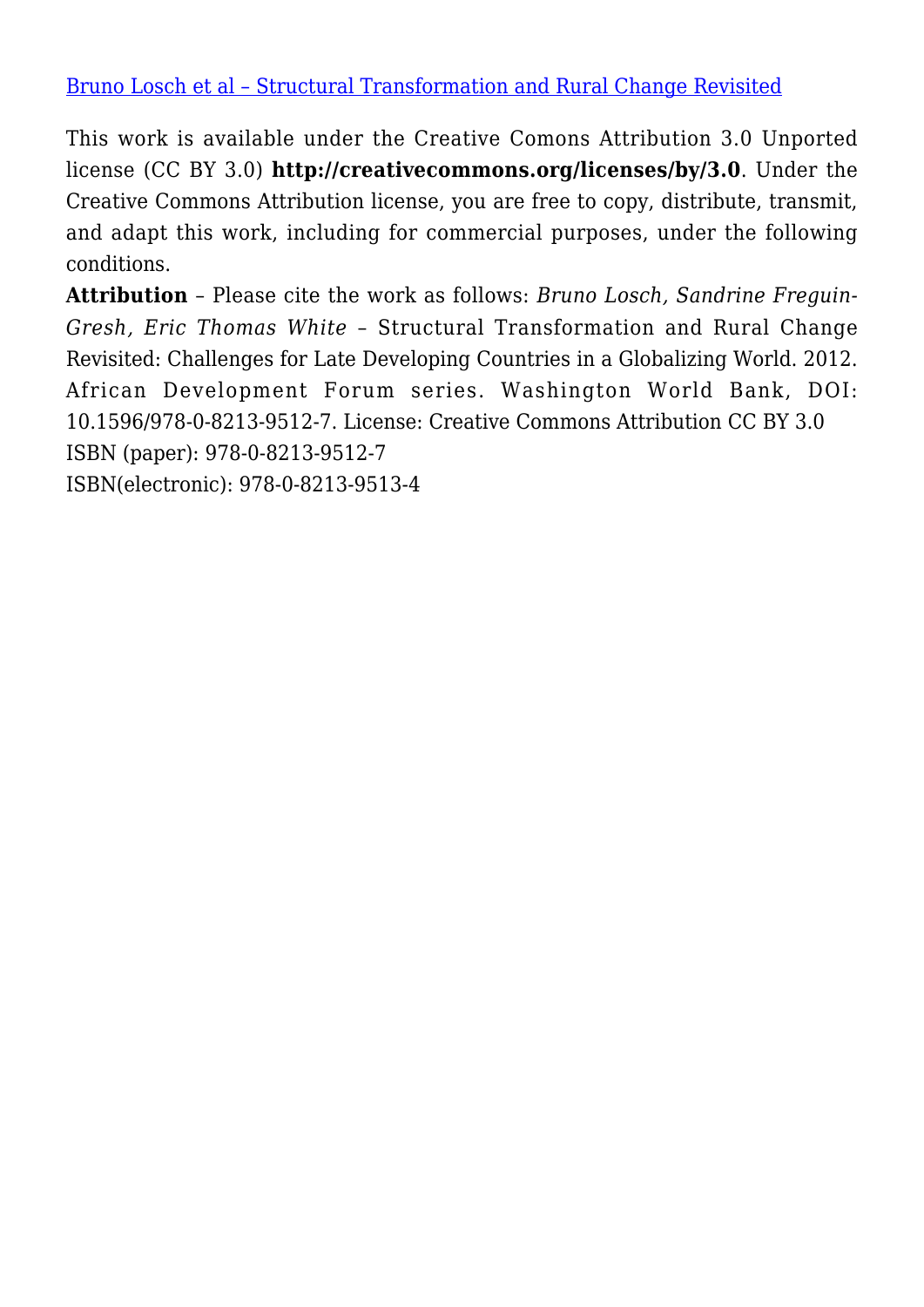[Bruno Losch et al – Structural Transformation and Rural Change Revisited]

This work is available under the Creative Comons Attribution 3.0 Unported license (CC BY 3.0) **http://creativecommons.org/licenses/by/3.0**. Under the Creative Commons Attribution license, you are free to copy, distribute, transmit, and adapt this work, including for commercial purposes, under the following conditions.

**Attribution** – Please cite the work as follows: *Bruno Losch, Sandrine Freguin-Gresh, Eric Thomas White* – Structural Transformation and Rural Change Revisited: Challenges for Late Developing Countries in a Globalizing World. 2012. African Development Forum series. Washington World Bank, DOI: 10.1596/978-0-8213-9512-7. License: Creative Commons Attribution CC BY 3.0
ISBN (paper): 978-0-8213-9512-7
ISBN(electronic): 978-0-8213-9513-4